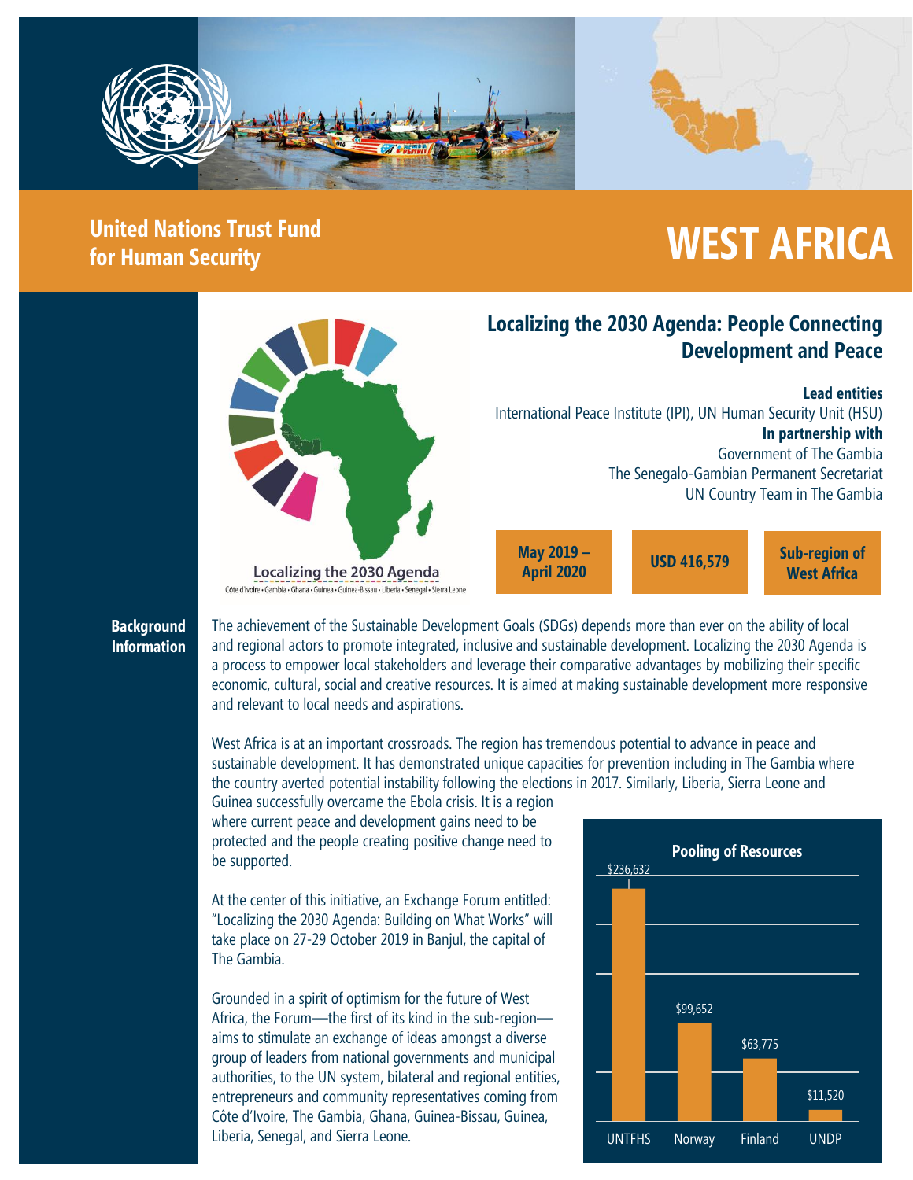# United Nations Trust Fund for Human Security

# WEST AFRICA

Localizing the 2030 Agenda

Côte d'Ivoire • Gambia • Ghana • Guinea • Guinea-Bissau • Liberia • Senegal • Sierra Leone

## Localizing the 2030 Agenda: People Connecting Development and Peace

**Lead entities**

International Peace Institute (IPI), UN Human Security Unit (HSU)

**In partnership with**

Government of The Gambia

The Senegalo-Gambian Permanent Secretariat

UN Country Team in The Gambia

**May 2019 – April 2020** | **USD 416,579** | **Sub-region of West Africa**

### Background Information

The achievement of the Sustainable Development Goals (SDGs) depends more than ever on the ability of local and regional actors to promote integrated, inclusive and sustainable development. Localizing the 2030 Agenda is a process to empower local stakeholders and leverage their comparative advantages by mobilizing their specific economic, cultural, social and creative resources. It is aimed at making sustainable development more responsive and relevant to local needs and aspirations.

West Africa is at an important crossroads. The region has tremendous potential to advance in peace and sustainable development. It has demonstrated unique capacities for prevention including in The Gambia where the country averted potential instability following the elections in 2017. Similarly, Liberia, Sierra Leone and Guinea successfully overcame the Ebola crisis. It is a region where current peace and development gains need to be protected and the people creating positive change need to be supported.

At the center of this initiative, an Exchange Forum entitled: "Localizing the 2030 Agenda: Building on What Works" will take place on 27-29 October 2019 in Banjul, the capital of The Gambia.

Grounded in a spirit of optimism for the future of West Africa, the Forum—the first of its kind in the sub-region—aims to stimulate an exchange of ideas amongst a diverse group of leaders from national governments and municipal authorities, to the UN system, bilateral and regional entities, entrepreneurs and community representatives coming from Côte d'Ivoire, The Gambia, Ghana, Guinea-Bissau, Guinea, Liberia, Senegal, and Sierra Leone.

**Pooling of Resources**

| UNTFHS | Norway | Finland | UNDP |
|---|---|---|---|
| $236,632 | $99,652 | $63,775 | $11,520 |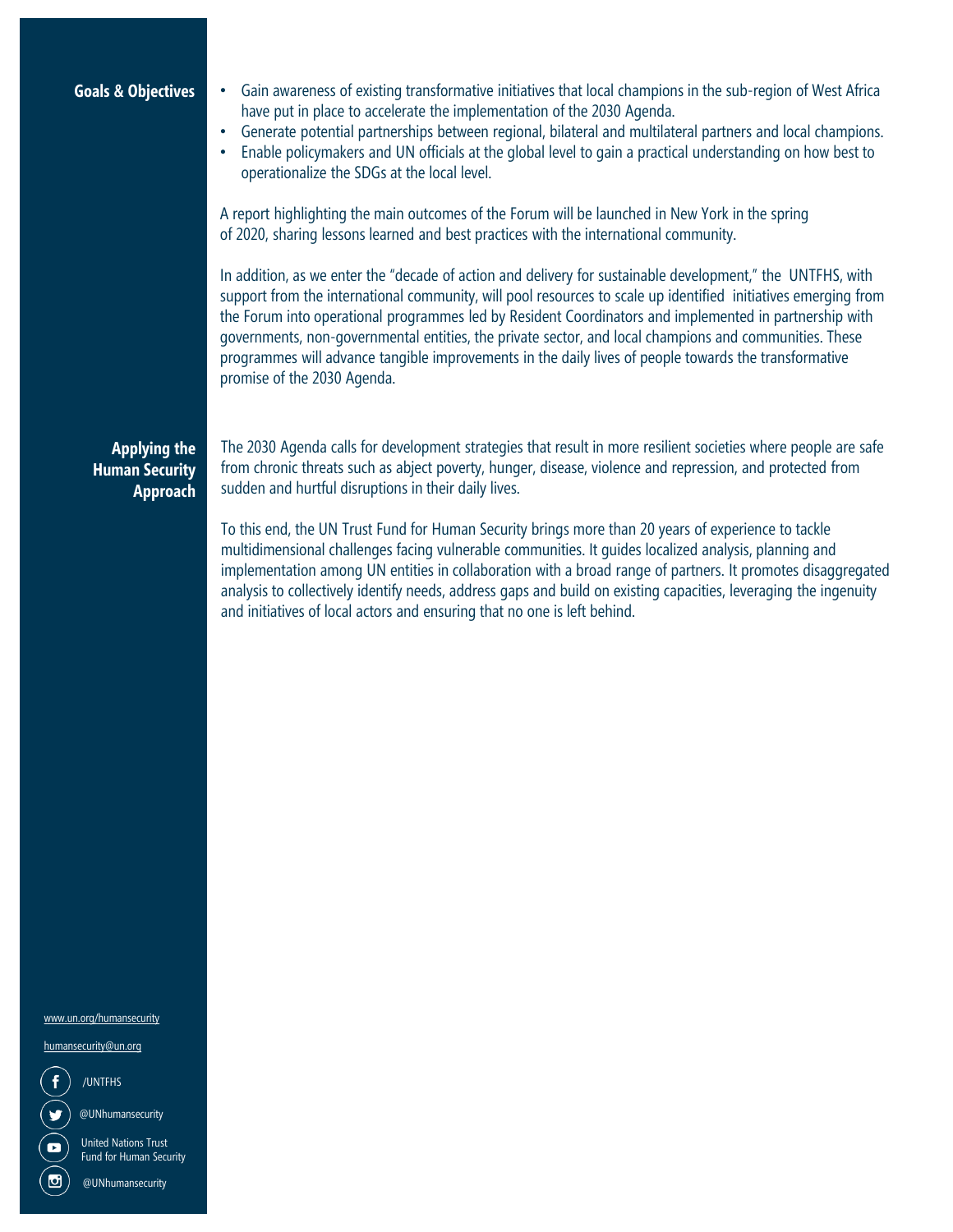## Goals & Objectives

- Gain awareness of existing transformative initiatives that local champions in the sub-region of West Africa have put in place to accelerate the implementation of the 2030 Agenda.
- Generate potential partnerships between regional, bilateral and multilateral partners and local champions.
- Enable policymakers and UN officials at the global level to gain a practical understanding on how best to operationalize the SDGs at the local level.

A report highlighting the main outcomes of the Forum will be launched in New York in the spring of 2020, sharing lessons learned and best practices with the international community.

In addition, as we enter the "decade of action and delivery for sustainable development," the UNTFHS, with support from the international community, will pool resources to scale up identified initiatives emerging from the Forum into operational programmes led by Resident Coordinators and implemented in partnership with governments, non-governmental entities, the private sector, and local champions and communities. These programmes will advance tangible improvements in the daily lives of people towards the transformative promise of the 2030 Agenda.

## Applying the Human Security Approach

The 2030 Agenda calls for development strategies that result in more resilient societies where people are safe from chronic threats such as abject poverty, hunger, disease, violence and repression, and protected from sudden and hurtful disruptions in their daily lives.

To this end, the UN Trust Fund for Human Security brings more than 20 years of experience to tackle multidimensional challenges facing vulnerable communities. It guides localized analysis, planning and implementation among UN entities in collaboration with a broad range of partners. It promotes disaggregated analysis to collectively identify needs, address gaps and build on existing capacities, leveraging the ingenuity and initiatives of local actors and ensuring that no one is left behind.

www.un.org/humansecurity

humansecurity@un.org

/UNTFHS

@UNhumansecurity

United Nations Trust Fund for Human Security

@UNhumansecurity